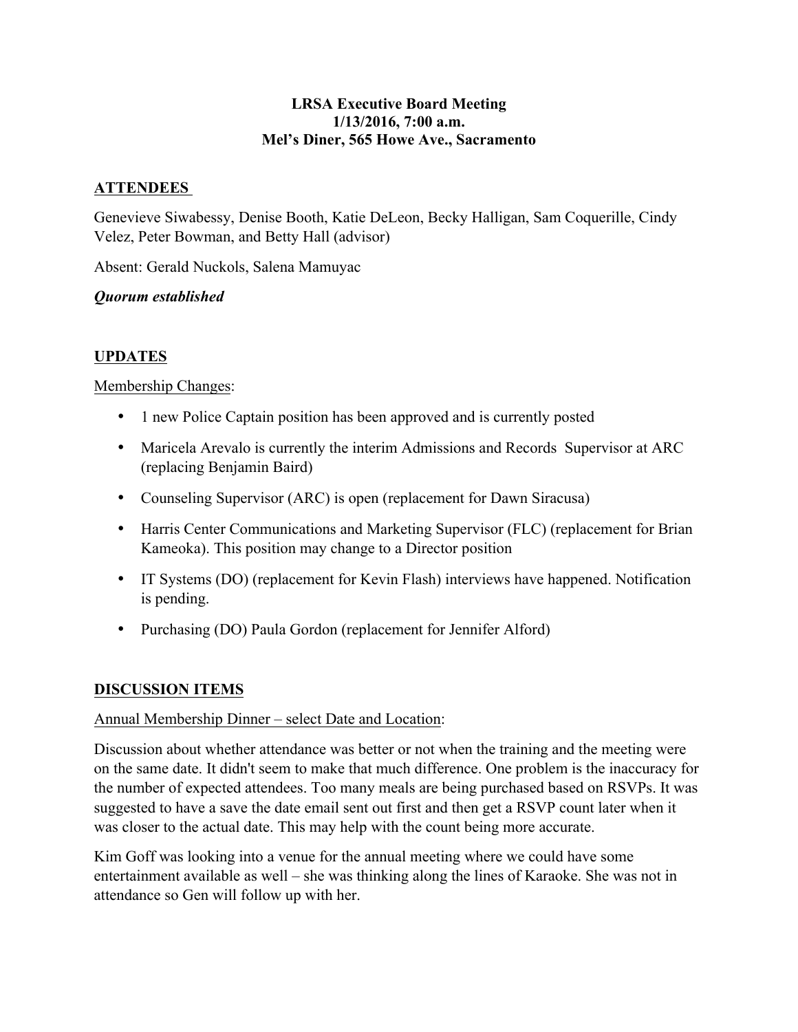**LRSA Executive Board Meeting**
**1/13/2016, 7:00 a.m.**
**Mel's Diner, 565 Howe Ave., Sacramento**

## ATTENDEES

Genevieve Siwabessy, Denise Booth, Katie DeLeon, Becky Halligan, Sam Coquerille, Cindy Velez, Peter Bowman, and Betty Hall (advisor)

Absent: Gerald Nuckols, Salena Mamuyac

***Quorum established***

## UPDATES

Membership Changes:

- 1 new Police Captain position has been approved and is currently posted
- Maricela Arevalo is currently the interim Admissions and Records Supervisor at ARC (replacing Benjamin Baird)
- Counseling Supervisor (ARC) is open (replacement for Dawn Siracusa)
- Harris Center Communications and Marketing Supervisor (FLC) (replacement for Brian Kameoka). This position may change to a Director position
- IT Systems (DO) (replacement for Kevin Flash) interviews have happened. Notification is pending.
- Purchasing (DO) Paula Gordon (replacement for Jennifer Alford)

## DISCUSSION ITEMS

Annual Membership Dinner – select Date and Location:

Discussion about whether attendance was better or not when the training and the meeting were on the same date. It didn't seem to make that much difference. One problem is the inaccuracy for the number of expected attendees. Too many meals are being purchased based on RSVPs. It was suggested to have a save the date email sent out first and then get a RSVP count later when it was closer to the actual date. This may help with the count being more accurate.

Kim Goff was looking into a venue for the annual meeting where we could have some entertainment available as well – she was thinking along the lines of Karaoke. She was not in attendance so Gen will follow up with her.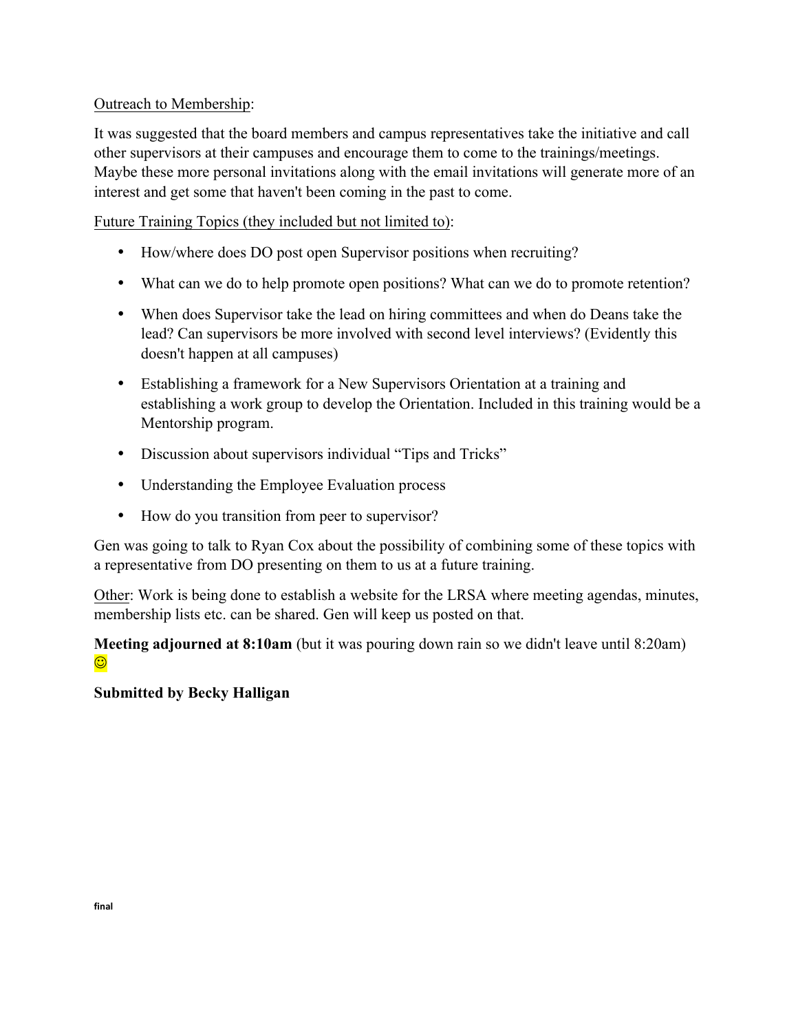Outreach to Membership:

It was suggested that the board members and campus representatives take the initiative and call other supervisors at their campuses and encourage them to come to the trainings/meetings. Maybe these more personal invitations along with the email invitations will generate more of an interest and get some that haven't been coming in the past to come.

Future Training Topics (they included but not limited to):

- How/where does DO post open Supervisor positions when recruiting?
- What can we do to help promote open positions? What can we do to promote retention?
- When does Supervisor take the lead on hiring committees and when do Deans take the lead? Can supervisors be more involved with second level interviews? (Evidently this doesn't happen at all campuses)
- Establishing a framework for a New Supervisors Orientation at a training and establishing a work group to develop the Orientation. Included in this training would be a Mentorship program.
- Discussion about supervisors individual "Tips and Tricks"
- Understanding the Employee Evaluation process
- How do you transition from peer to supervisor?

Gen was going to talk to Ryan Cox about the possibility of combining some of these topics with a representative from DO presenting on them to us at a future training.

Other: Work is being done to establish a website for the LRSA where meeting agendas, minutes, membership lists etc. can be shared. Gen will keep us posted on that.

**Meeting adjourned at 8:10am** (but it was pouring down rain so we didn't leave until 8:20am) ☺

**Submitted by Becky Halligan**

final